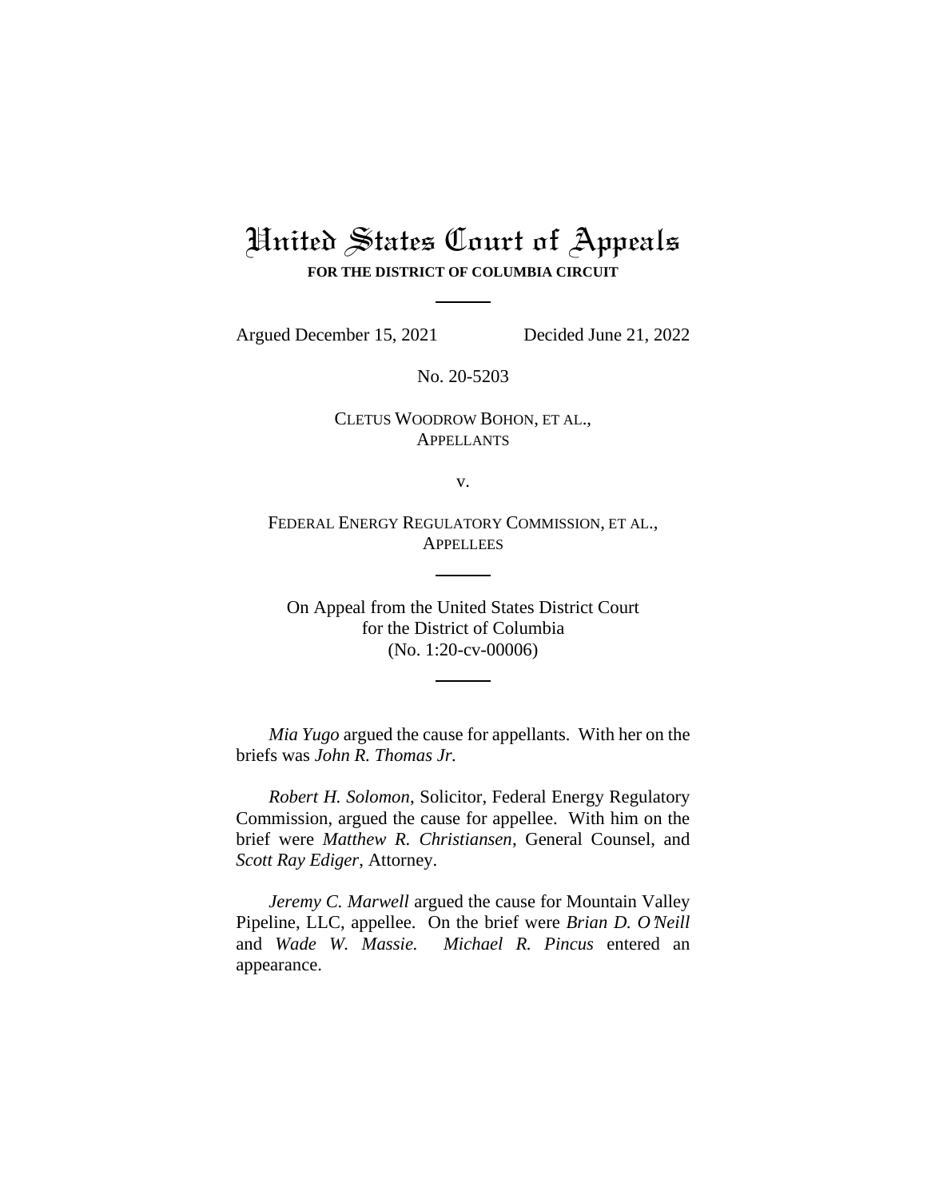# United States Court of Appeals

**FOR THE DISTRICT OF COLUMBIA CIRCUIT**

---

Argued December 15, 2021 Decided June 21, 2022

No. 20-5203

CLETUS WOODROW BOHON, ET AL.,
APPELLANTS

v.

FEDERAL ENERGY REGULATORY COMMISSION, ET AL.,
APPELLEES

---

On Appeal from the United States District Court
for the District of Columbia
(No. 1:20-cv-00006)

---

*Mia Yugo* argued the cause for appellants. With her on the briefs was *John R. Thomas Jr.*

*Robert H. Solomon*, Solicitor, Federal Energy Regulatory Commission, argued the cause for appellee. With him on the brief were *Matthew R. Christiansen*, General Counsel, and *Scott Ray Ediger*, Attorney.

*Jeremy C. Marwell* argued the cause for Mountain Valley Pipeline, LLC, appellee. On the brief were *Brian D. O'Neill* and *Wade W. Massie.* *Michael R. Pincus* entered an appearance.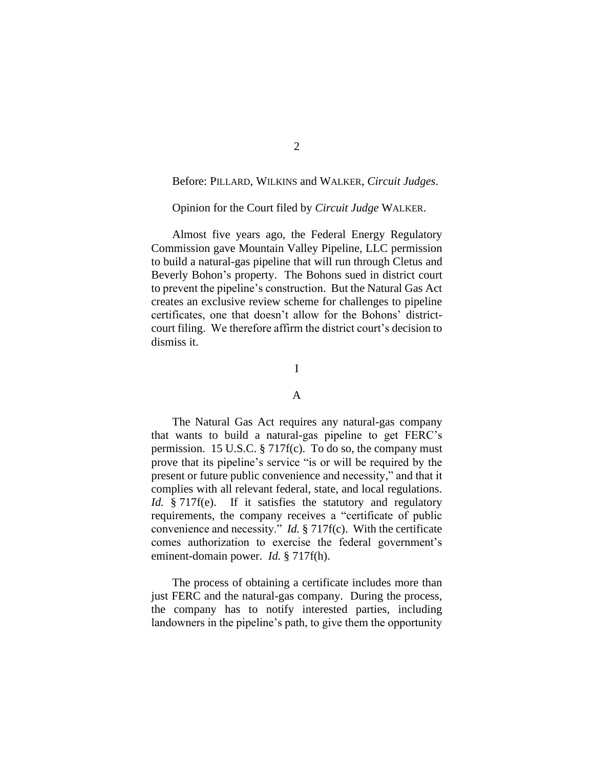Before: PILLARD, WILKINS and WALKER, *Circuit Judges*.

Opinion for the Court filed by *Circuit Judge* WALKER.

Almost five years ago, the Federal Energy Regulatory Commission gave Mountain Valley Pipeline, LLC permission to build a natural-gas pipeline that will run through Cletus and Beverly Bohon's property. The Bohons sued in district court to prevent the pipeline's construction. But the Natural Gas Act creates an exclusive review scheme for challenges to pipeline certificates, one that doesn't allow for the Bohons' district-court filing. We therefore affirm the district court's decision to dismiss it.

# I

## A

The Natural Gas Act requires any natural-gas company that wants to build a natural-gas pipeline to get FERC's permission. 15 U.S.C. § 717f(c). To do so, the company must prove that its pipeline's service "is or will be required by the present or future public convenience and necessity," and that it complies with all relevant federal, state, and local regulations. *Id.* § 717f(e). If it satisfies the statutory and regulatory requirements, the company receives a "certificate of public convenience and necessity." *Id.* § 717f(c). With the certificate comes authorization to exercise the federal government's eminent-domain power. *Id.* § 717f(h).

The process of obtaining a certificate includes more than just FERC and the natural-gas company. During the process, the company has to notify interested parties, including landowners in the pipeline's path, to give them the opportunity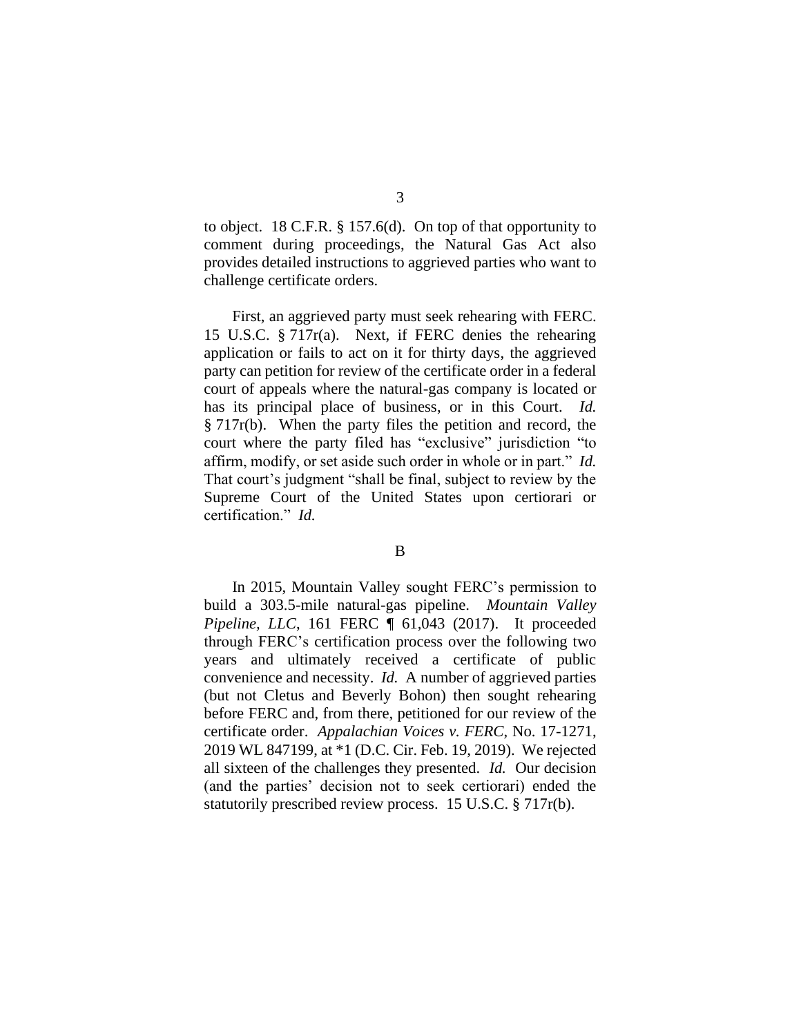to object. 18 C.F.R. § 157.6(d). On top of that opportunity to comment during proceedings, the Natural Gas Act also provides detailed instructions to aggrieved parties who want to challenge certificate orders.

First, an aggrieved party must seek rehearing with FERC. 15 U.S.C. § 717r(a). Next, if FERC denies the rehearing application or fails to act on it for thirty days, the aggrieved party can petition for review of the certificate order in a federal court of appeals where the natural-gas company is located or has its principal place of business, or in this Court. *Id.* § 717r(b). When the party files the petition and record, the court where the party filed has "exclusive" jurisdiction "to affirm, modify, or set aside such order in whole or in part." *Id.* That court's judgment "shall be final, subject to review by the Supreme Court of the United States upon certiorari or certification." *Id.*

B

In 2015, Mountain Valley sought FERC's permission to build a 303.5-mile natural-gas pipeline. *Mountain Valley Pipeline, LLC*, 161 FERC ¶ 61,043 (2017). It proceeded through FERC's certification process over the following two years and ultimately received a certificate of public convenience and necessity. *Id.* A number of aggrieved parties (but not Cletus and Beverly Bohon) then sought rehearing before FERC and, from there, petitioned for our review of the certificate order. *Appalachian Voices v. FERC*, No. 17-1271, 2019 WL 847199, at *1 (D.C. Cir. Feb. 19, 2019). We rejected all sixteen of the challenges they presented. *Id.* Our decision (and the parties' decision not to seek certiorari) ended the statutorily prescribed review process. 15 U.S.C. § 717r(b).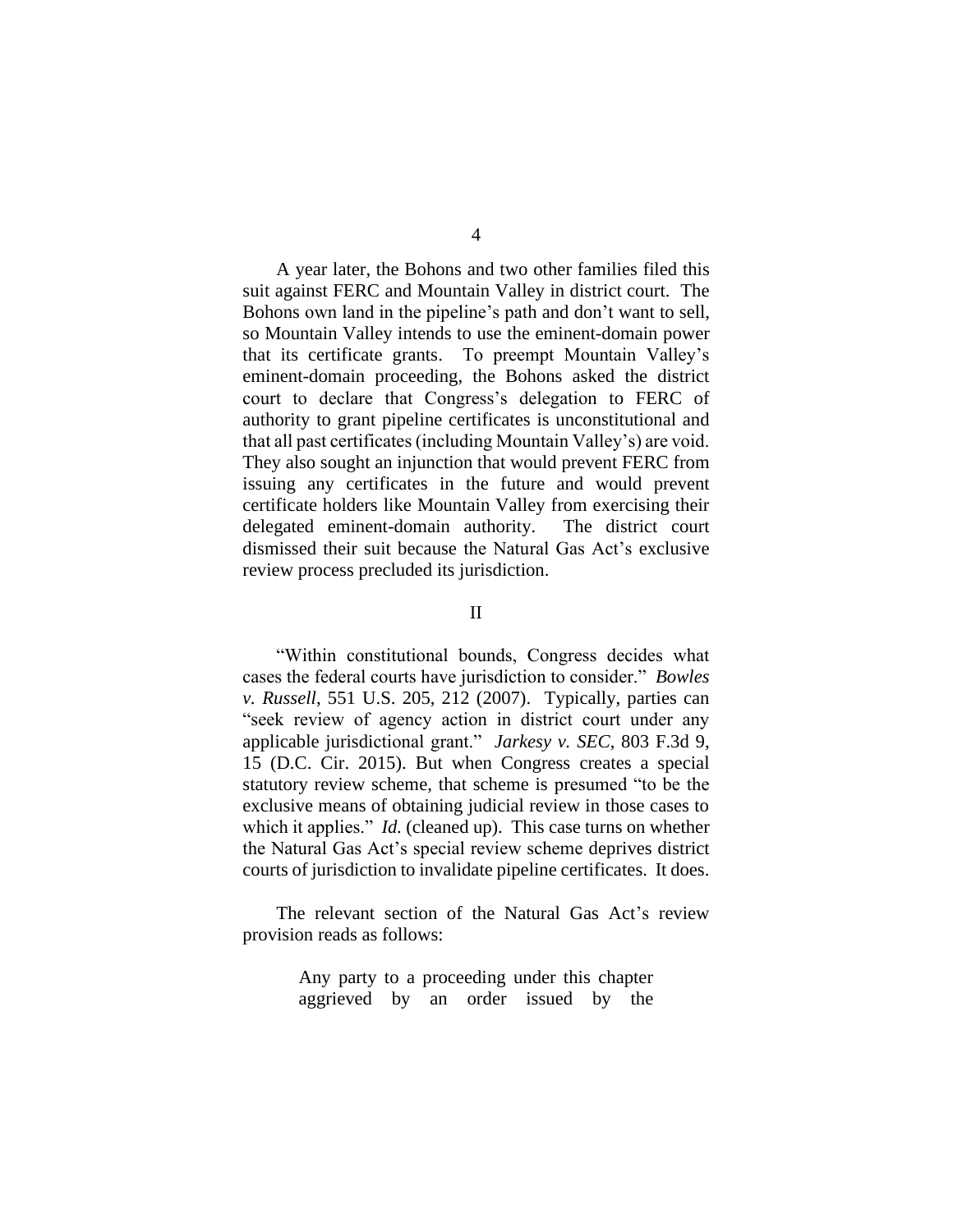A year later, the Bohons and two other families filed this suit against FERC and Mountain Valley in district court. The Bohons own land in the pipeline's path and don't want to sell, so Mountain Valley intends to use the eminent-domain power that its certificate grants. To preempt Mountain Valley's eminent-domain proceeding, the Bohons asked the district court to declare that Congress's delegation to FERC of authority to grant pipeline certificates is unconstitutional and that all past certificates (including Mountain Valley's) are void. They also sought an injunction that would prevent FERC from issuing any certificates in the future and would prevent certificate holders like Mountain Valley from exercising their delegated eminent-domain authority. The district court dismissed their suit because the Natural Gas Act's exclusive review process precluded its jurisdiction.

## II

"Within constitutional bounds, Congress decides what cases the federal courts have jurisdiction to consider." *Bowles v. Russell*, 551 U.S. 205, 212 (2007). Typically, parties can "seek review of agency action in district court under any applicable jurisdictional grant." *Jarkesy v. SEC*, 803 F.3d 9, 15 (D.C. Cir. 2015). But when Congress creates a special statutory review scheme, that scheme is presumed "to be the exclusive means of obtaining judicial review in those cases to which it applies." *Id.* (cleaned up). This case turns on whether the Natural Gas Act's special review scheme deprives district courts of jurisdiction to invalidate pipeline certificates. It does.

The relevant section of the Natural Gas Act's review provision reads as follows:

> Any party to a proceeding under this chapter aggrieved by an order issued by the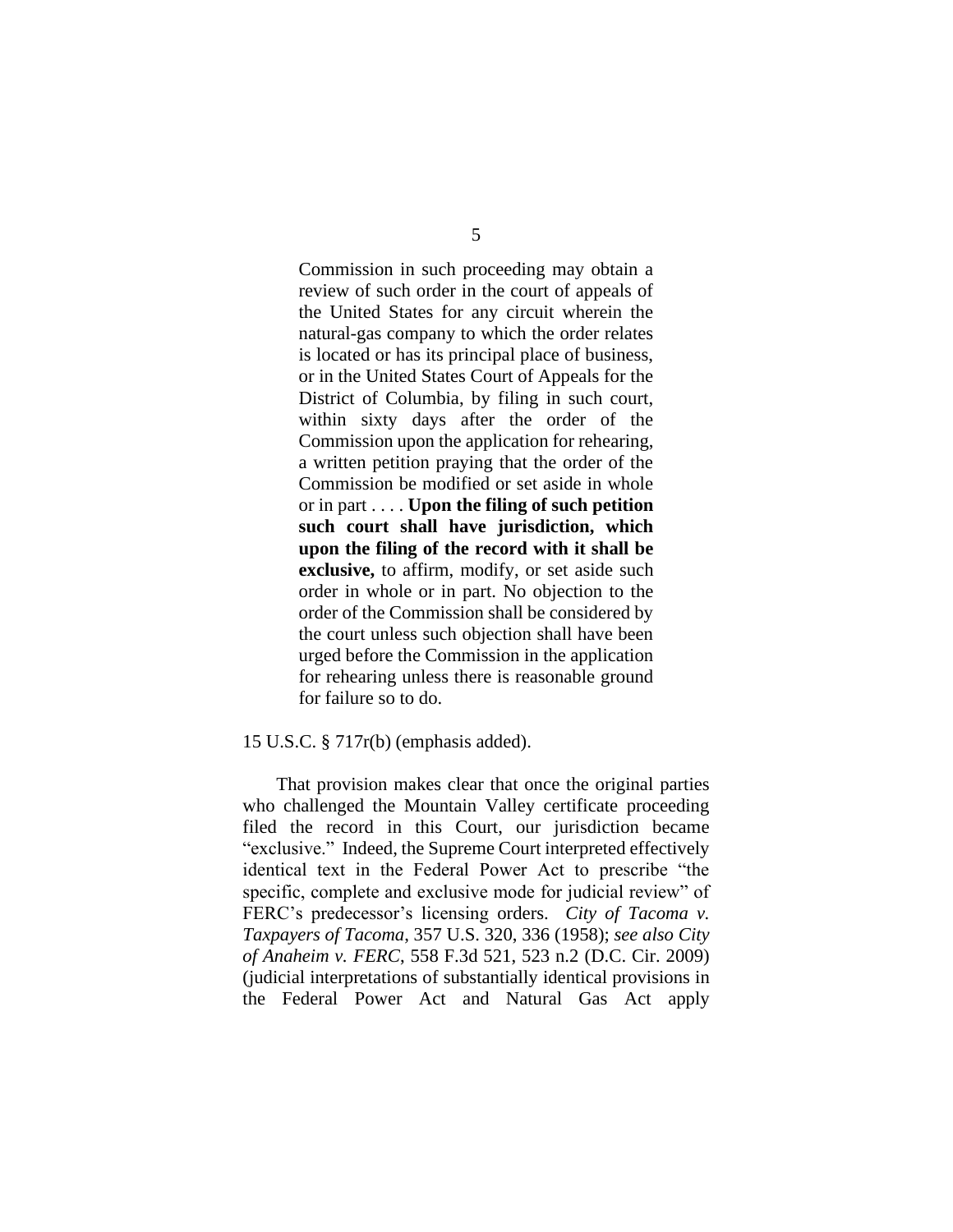> Commission in such proceeding may obtain a review of such order in the court of appeals of the United States for any circuit wherein the natural-gas company to which the order relates is located or has its principal place of business, or in the United States Court of Appeals for the District of Columbia, by filing in such court, within sixty days after the order of the Commission upon the application for rehearing, a written petition praying that the order of the Commission be modified or set aside in whole or in part . . . . **Upon the filing of such petition such court shall have jurisdiction, which upon the filing of the record with it shall be exclusive,** to affirm, modify, or set aside such order in whole or in part. No objection to the order of the Commission shall be considered by the court unless such objection shall have been urged before the Commission in the application for rehearing unless there is reasonable ground for failure so to do.

15 U.S.C. § 717r(b) (emphasis added).

That provision makes clear that once the original parties who challenged the Mountain Valley certificate proceeding filed the record in this Court, our jurisdiction became "exclusive." Indeed, the Supreme Court interpreted effectively identical text in the Federal Power Act to prescribe "the specific, complete and exclusive mode for judicial review" of FERC's predecessor's licensing orders. *City of Tacoma v. Taxpayers of Tacoma*, 357 U.S. 320, 336 (1958); *see also City of Anaheim v. FERC*, 558 F.3d 521, 523 n.2 (D.C. Cir. 2009) (judicial interpretations of substantially identical provisions in the Federal Power Act and Natural Gas Act apply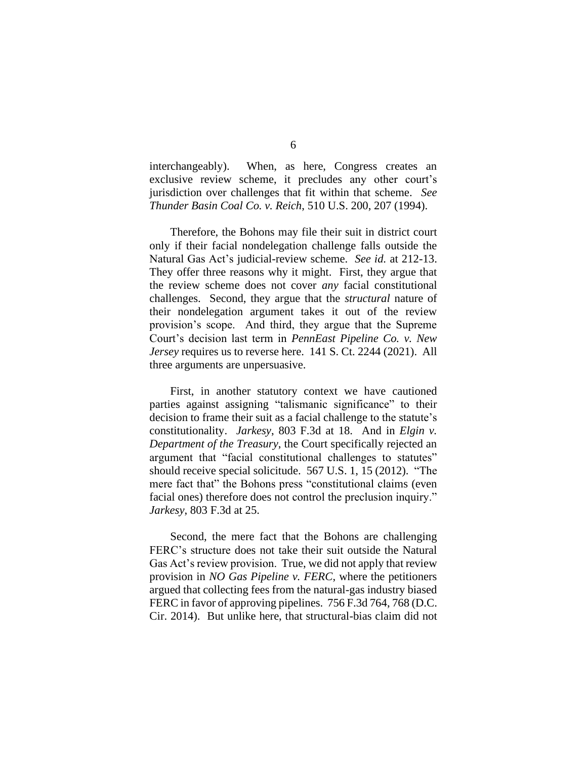interchangeably). When, as here, Congress creates an exclusive review scheme, it precludes any other court's jurisdiction over challenges that fit within that scheme. *See Thunder Basin Coal Co. v. Reich*, 510 U.S. 200, 207 (1994).

Therefore, the Bohons may file their suit in district court only if their facial nondelegation challenge falls outside the Natural Gas Act's judicial-review scheme. *See id.* at 212-13. They offer three reasons why it might. First, they argue that the review scheme does not cover *any* facial constitutional challenges. Second, they argue that the *structural* nature of their nondelegation argument takes it out of the review provision's scope. And third, they argue that the Supreme Court's decision last term in *PennEast Pipeline Co. v. New Jersey* requires us to reverse here. 141 S. Ct. 2244 (2021). All three arguments are unpersuasive.

First, in another statutory context we have cautioned parties against assigning "talismanic significance" to their decision to frame their suit as a facial challenge to the statute's constitutionality. *Jarkesy*, 803 F.3d at 18. And in *Elgin v. Department of the Treasury*, the Court specifically rejected an argument that "facial constitutional challenges to statutes" should receive special solicitude. 567 U.S. 1, 15 (2012). "The mere fact that" the Bohons press "constitutional claims (even facial ones) therefore does not control the preclusion inquiry." *Jarkesy*, 803 F.3d at 25.

Second, the mere fact that the Bohons are challenging FERC's structure does not take their suit outside the Natural Gas Act's review provision. True, we did not apply that review provision in *NO Gas Pipeline v. FERC*, where the petitioners argued that collecting fees from the natural-gas industry biased FERC in favor of approving pipelines. 756 F.3d 764, 768 (D.C. Cir. 2014). But unlike here, that structural-bias claim did not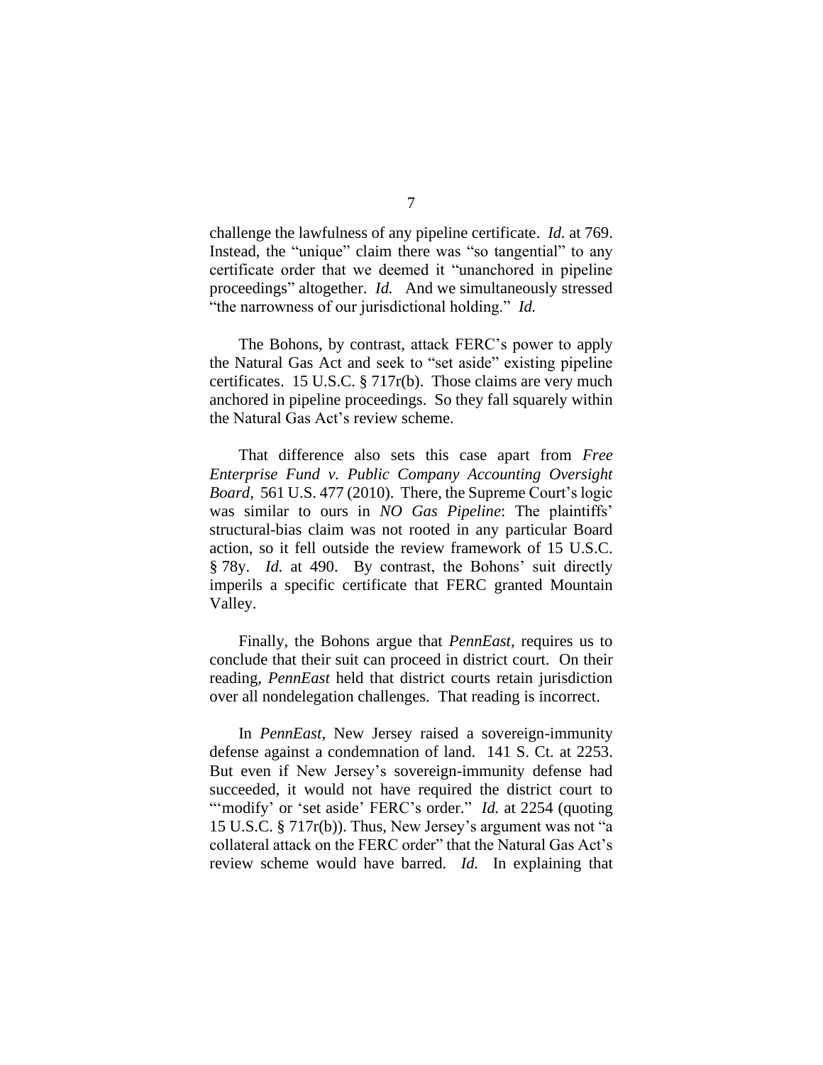challenge the lawfulness of any pipeline certificate. *Id.* at 769. Instead, the "unique" claim there was "so tangential" to any certificate order that we deemed it "unanchored in pipeline proceedings" altogether. *Id.* And we simultaneously stressed "the narrowness of our jurisdictional holding." *Id.*

The Bohons, by contrast, attack FERC's power to apply the Natural Gas Act and seek to "set aside" existing pipeline certificates. 15 U.S.C. § 717r(b). Those claims are very much anchored in pipeline proceedings. So they fall squarely within the Natural Gas Act's review scheme.

That difference also sets this case apart from *Free Enterprise Fund v. Public Company Accounting Oversight Board*, 561 U.S. 477 (2010). There, the Supreme Court's logic was similar to ours in *NO Gas Pipeline*: The plaintiffs' structural-bias claim was not rooted in any particular Board action, so it fell outside the review framework of 15 U.S.C. § 78y. *Id.* at 490. By contrast, the Bohons' suit directly imperils a specific certificate that FERC granted Mountain Valley.

Finally, the Bohons argue that *PennEast*, requires us to conclude that their suit can proceed in district court. On their reading, *PennEast* held that district courts retain jurisdiction over all nondelegation challenges. That reading is incorrect.

In *PennEast*, New Jersey raised a sovereign-immunity defense against a condemnation of land. 141 S. Ct. at 2253. But even if New Jersey's sovereign-immunity defense had succeeded, it would not have required the district court to "'modify' or 'set aside' FERC's order." *Id.* at 2254 (quoting 15 U.S.C. § 717r(b)). Thus, New Jersey's argument was not "a collateral attack on the FERC order" that the Natural Gas Act's review scheme would have barred. *Id.* In explaining that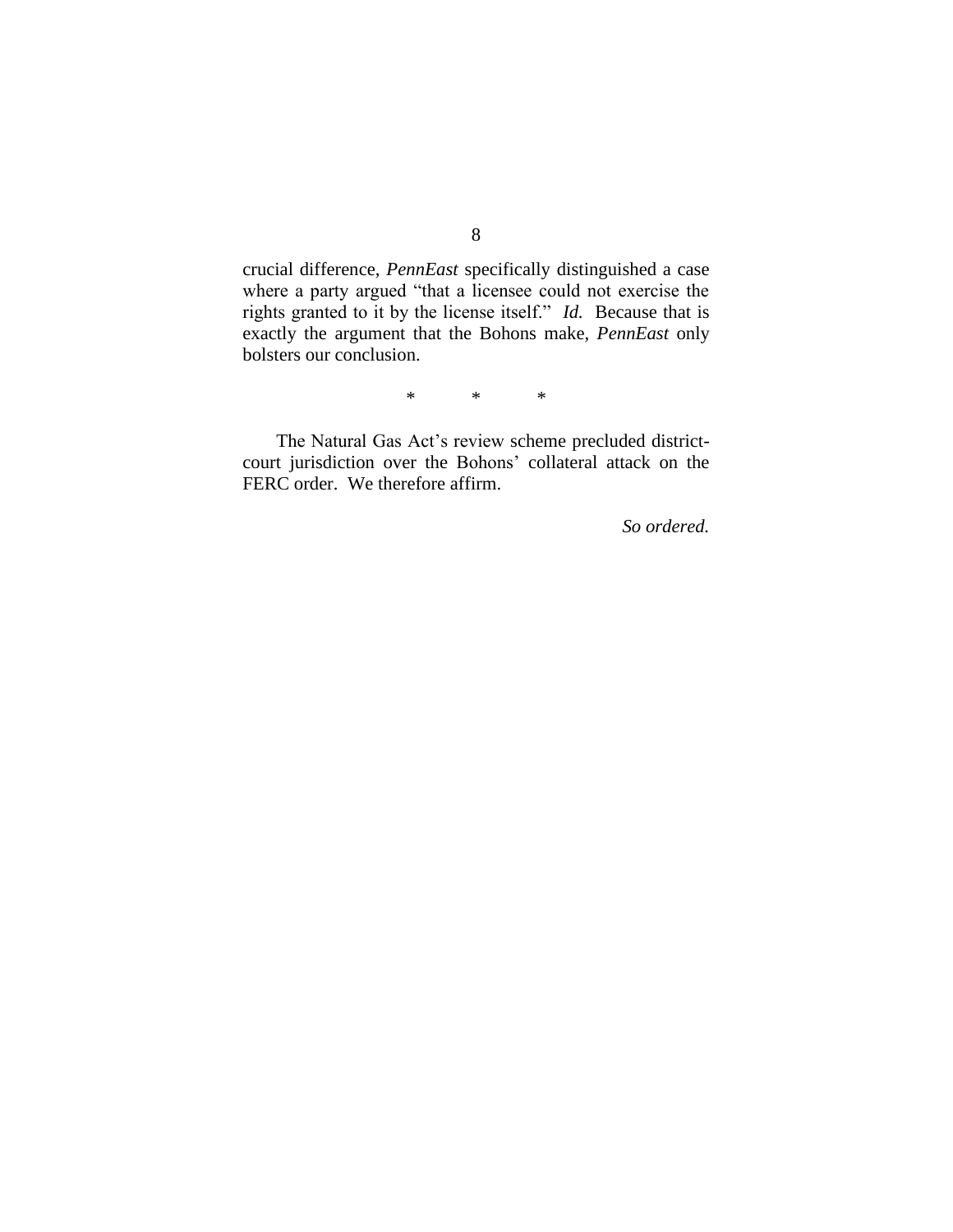crucial difference, *PennEast* specifically distinguished a case where a party argued "that a licensee could not exercise the rights granted to it by the license itself." *Id.* Because that is exactly the argument that the Bohons make, *PennEast* only bolsters our conclusion.

\* \* \*

The Natural Gas Act's review scheme precluded district-court jurisdiction over the Bohons' collateral attack on the FERC order. We therefore affirm.

*So ordered.*